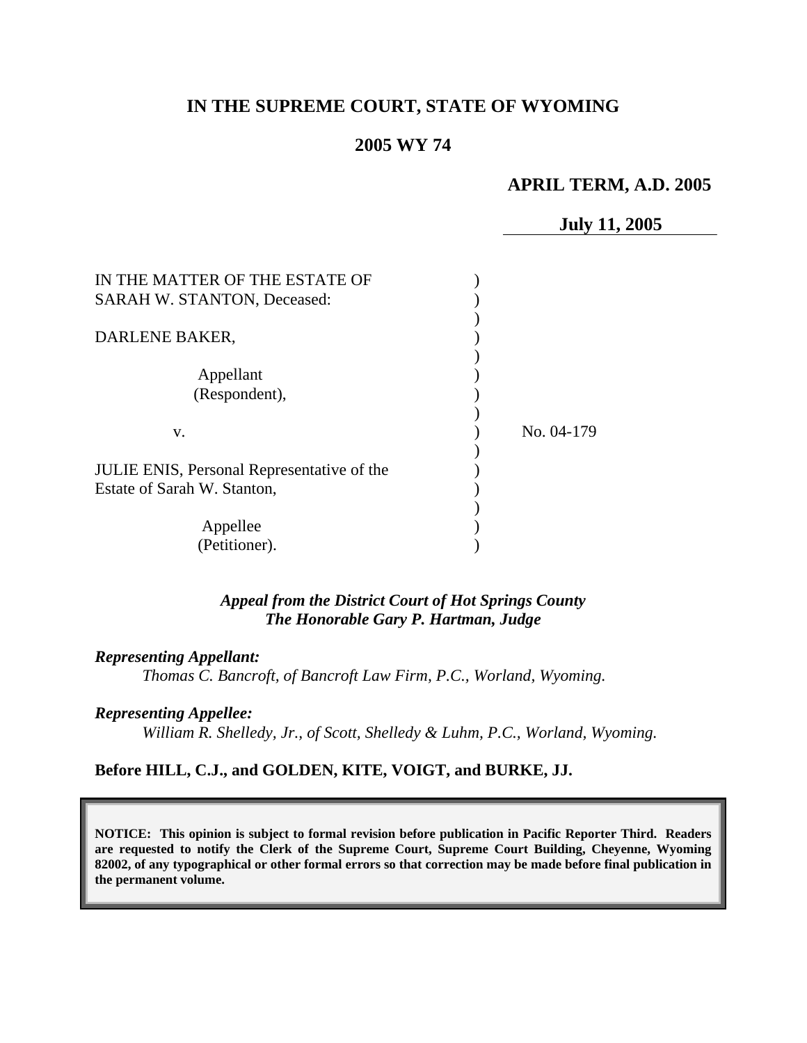# IN THE SUPREME COURT, STATE OF WYOMING

## 2005 WY 74

**APRIL TERM, A.D. 2005**

**July 11, 2005**

IN THE MATTER OF THE ESTATE OF SARAH W. STANTON, Deceased:

DARLENE BAKER,

Appellant (Respondent),

v.

JULIE ENIS, Personal Representative of the Estate of Sarah W. Stanton,

Appellee (Petitioner).

No. 04-179

*Appeal from the District Court of Hot Springs County*
*The Honorable Gary P. Hartman, Judge*

***Representing Appellant:***
*Thomas C. Bancroft, of Bancroft Law Firm, P.C., Worland, Wyoming.*

***Representing Appellee:***
*William R. Shelledy, Jr., of Scott, Shelledy & Luhm, P.C., Worland, Wyoming.*

**Before HILL, C.J., and GOLDEN, KITE, VOIGT, and BURKE, JJ.**

**NOTICE: This opinion is subject to formal revision before publication in Pacific Reporter Third. Readers are requested to notify the Clerk of the Supreme Court, Supreme Court Building, Cheyenne, Wyoming 82002, of any typographical or other formal errors so that correction may be made before final publication in the permanent volume.**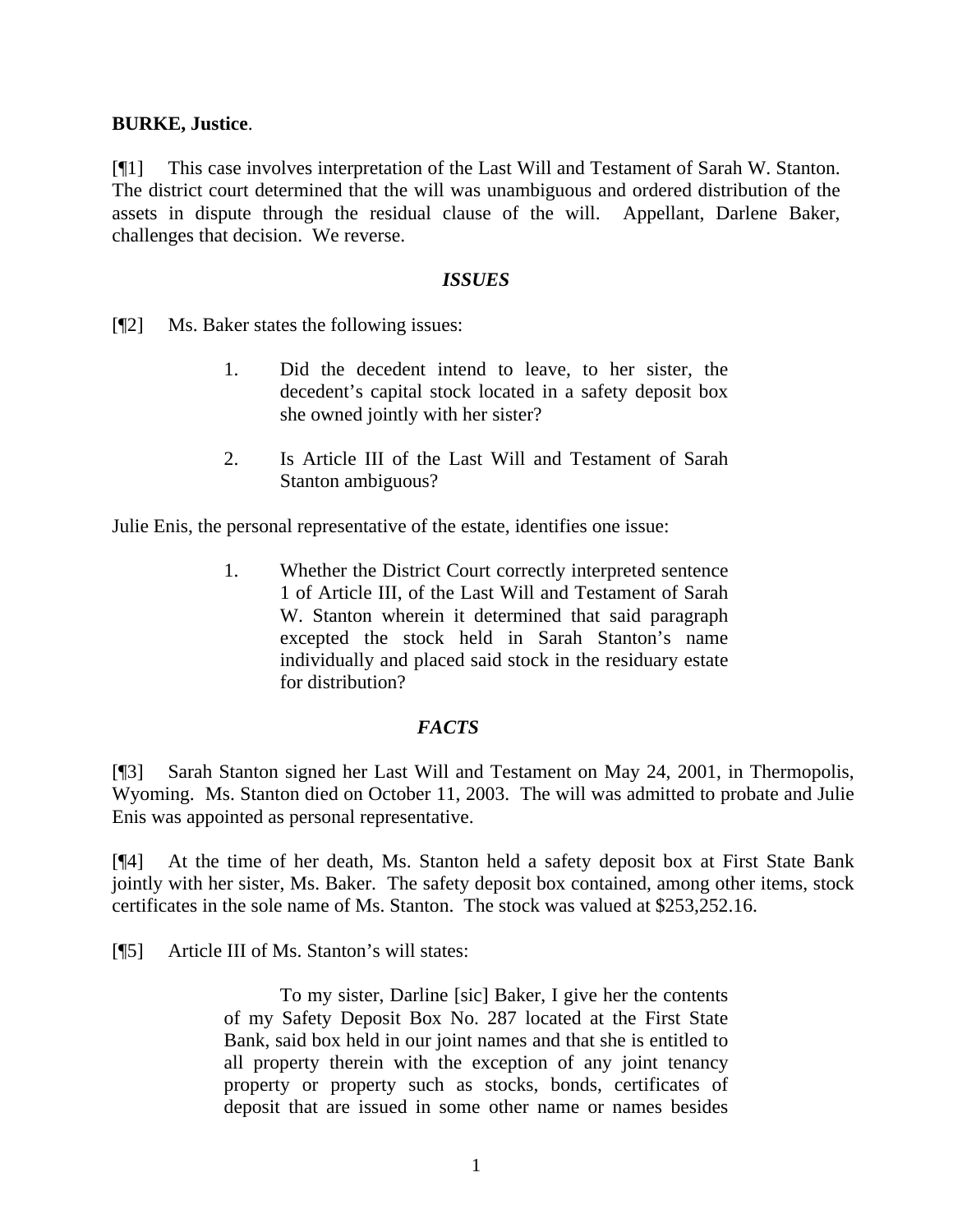**BURKE, Justice**.

[¶1] This case involves interpretation of the Last Will and Testament of Sarah W. Stanton. The district court determined that the will was unambiguous and ordered distribution of the assets in dispute through the residual clause of the will. Appellant, Darlene Baker, challenges that decision. We reverse.

### *ISSUES*

[¶2] Ms. Baker states the following issues:

> 1. Did the decedent intend to leave, to her sister, the decedent's capital stock located in a safety deposit box she owned jointly with her sister?
>
> 2. Is Article III of the Last Will and Testament of Sarah Stanton ambiguous?

Julie Enis, the personal representative of the estate, identifies one issue:

> 1. Whether the District Court correctly interpreted sentence 1 of Article III, of the Last Will and Testament of Sarah W. Stanton wherein it determined that said paragraph excepted the stock held in Sarah Stanton's name individually and placed said stock in the residuary estate for distribution?

### *FACTS*

[¶3] Sarah Stanton signed her Last Will and Testament on May 24, 2001, in Thermopolis, Wyoming. Ms. Stanton died on October 11, 2003. The will was admitted to probate and Julie Enis was appointed as personal representative.

[¶4] At the time of her death, Ms. Stanton held a safety deposit box at First State Bank jointly with her sister, Ms. Baker. The safety deposit box contained, among other items, stock certificates in the sole name of Ms. Stanton. The stock was valued at $253,252.16.

[¶5] Article III of Ms. Stanton's will states:

> To my sister, Darline [sic] Baker, I give her the contents of my Safety Deposit Box No. 287 located at the First State Bank, said box held in our joint names and that she is entitled to all property therein with the exception of any joint tenancy property or property such as stocks, bonds, certificates of deposit that are issued in some other name or names besides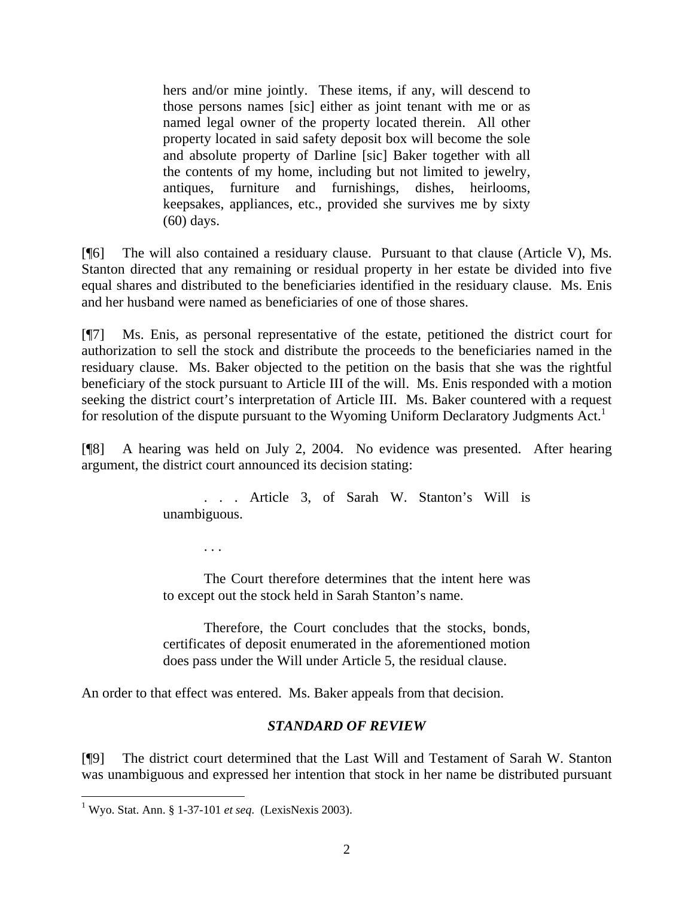> hers and/or mine jointly. These items, if any, will descend to those persons names [sic] either as joint tenant with me or as named legal owner of the property located therein. All other property located in said safety deposit box will become the sole and absolute property of Darline [sic] Baker together with all the contents of my home, including but not limited to jewelry, antiques, furniture and furnishings, dishes, heirlooms, keepsakes, appliances, etc., provided she survives me by sixty (60) days.

[¶6] The will also contained a residuary clause. Pursuant to that clause (Article V), Ms. Stanton directed that any remaining or residual property in her estate be divided into five equal shares and distributed to the beneficiaries identified in the residuary clause. Ms. Enis and her husband were named as beneficiaries of one of those shares.

[¶7] Ms. Enis, as personal representative of the estate, petitioned the district court for authorization to sell the stock and distribute the proceeds to the beneficiaries named in the residuary clause. Ms. Baker objected to the petition on the basis that she was the rightful beneficiary of the stock pursuant to Article III of the will. Ms. Enis responded with a motion seeking the district court's interpretation of Article III. Ms. Baker countered with a request for resolution of the dispute pursuant to the Wyoming Uniform Declaratory Judgments Act.[1]

[¶8] A hearing was held on July 2, 2004. No evidence was presented. After hearing argument, the district court announced its decision stating:

> . . . Article 3, of Sarah W. Stanton's Will is unambiguous.
>
> . . .
>
> The Court therefore determines that the intent here was to except out the stock held in Sarah Stanton's name.
>
> Therefore, the Court concludes that the stocks, bonds, certificates of deposit enumerated in the aforementioned motion does pass under the Will under Article 5, the residual clause.

An order to that effect was entered. Ms. Baker appeals from that decision.

### *STANDARD OF REVIEW*

[¶9] The district court determined that the Last Will and Testament of Sarah W. Stanton was unambiguous and expressed her intention that stock in her name be distributed pursuant

---

[1] Wyo. Stat. Ann. § 1-37-101 *et seq*. (LexisNexis 2003).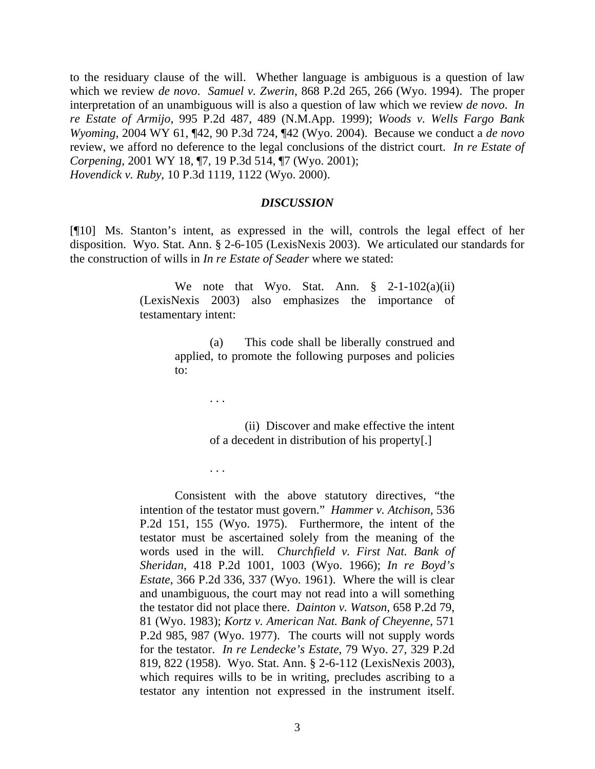to the residuary clause of the will. Whether language is ambiguous is a question of law which we review *de novo*. *Samuel v. Zwerin*, 868 P.2d 265, 266 (Wyo. 1994). The proper interpretation of an unambiguous will is also a question of law which we review *de novo*. *In re Estate of Armijo*, 995 P.2d 487, 489 (N.M.App. 1999); *Woods v. Wells Fargo Bank Wyoming*, 2004 WY 61, ¶42, 90 P.3d 724, ¶42 (Wyo. 2004). Because we conduct a *de novo* review, we afford no deference to the legal conclusions of the district court. *In re Estate of Corpening*, 2001 WY 18, ¶7, 19 P.3d 514, ¶7 (Wyo. 2001); *Hovendick v. Ruby*, 10 P.3d 1119, 1122 (Wyo. 2000).

### *DISCUSSION*

[¶10] Ms. Stanton's intent, as expressed in the will, controls the legal effect of her disposition. Wyo. Stat. Ann. § 2-6-105 (LexisNexis 2003). We articulated our standards for the construction of wills in *In re Estate of Seader* where we stated:

> We note that Wyo. Stat. Ann. § 2-1-102(a)(ii) (LexisNexis 2003) also emphasizes the importance of testamentary intent:
>
> > (a) This code shall be liberally construed and applied, to promote the following purposes and policies to:
> >
> > . . .
> >
> > (ii) Discover and make effective the intent of a decedent in distribution of his property[.]
> >
> > . . .
>
> Consistent with the above statutory directives, "the intention of the testator must govern." *Hammer v. Atchison*, 536 P.2d 151, 155 (Wyo. 1975). Furthermore, the intent of the testator must be ascertained solely from the meaning of the words used in the will. *Churchfield v. First Nat. Bank of Sheridan*, 418 P.2d 1001, 1003 (Wyo. 1966); *In re Boyd's Estate*, 366 P.2d 336, 337 (Wyo. 1961). Where the will is clear and unambiguous, the court may not read into a will something the testator did not place there. *Dainton v. Watson*, 658 P.2d 79, 81 (Wyo. 1983); *Kortz v. American Nat. Bank of Cheyenne*, 571 P.2d 985, 987 (Wyo. 1977). The courts will not supply words for the testator. *In re Lendecke's Estate*, 79 Wyo. 27, 329 P.2d 819, 822 (1958). Wyo. Stat. Ann. § 2-6-112 (LexisNexis 2003), which requires wills to be in writing, precludes ascribing to a testator any intention not expressed in the instrument itself.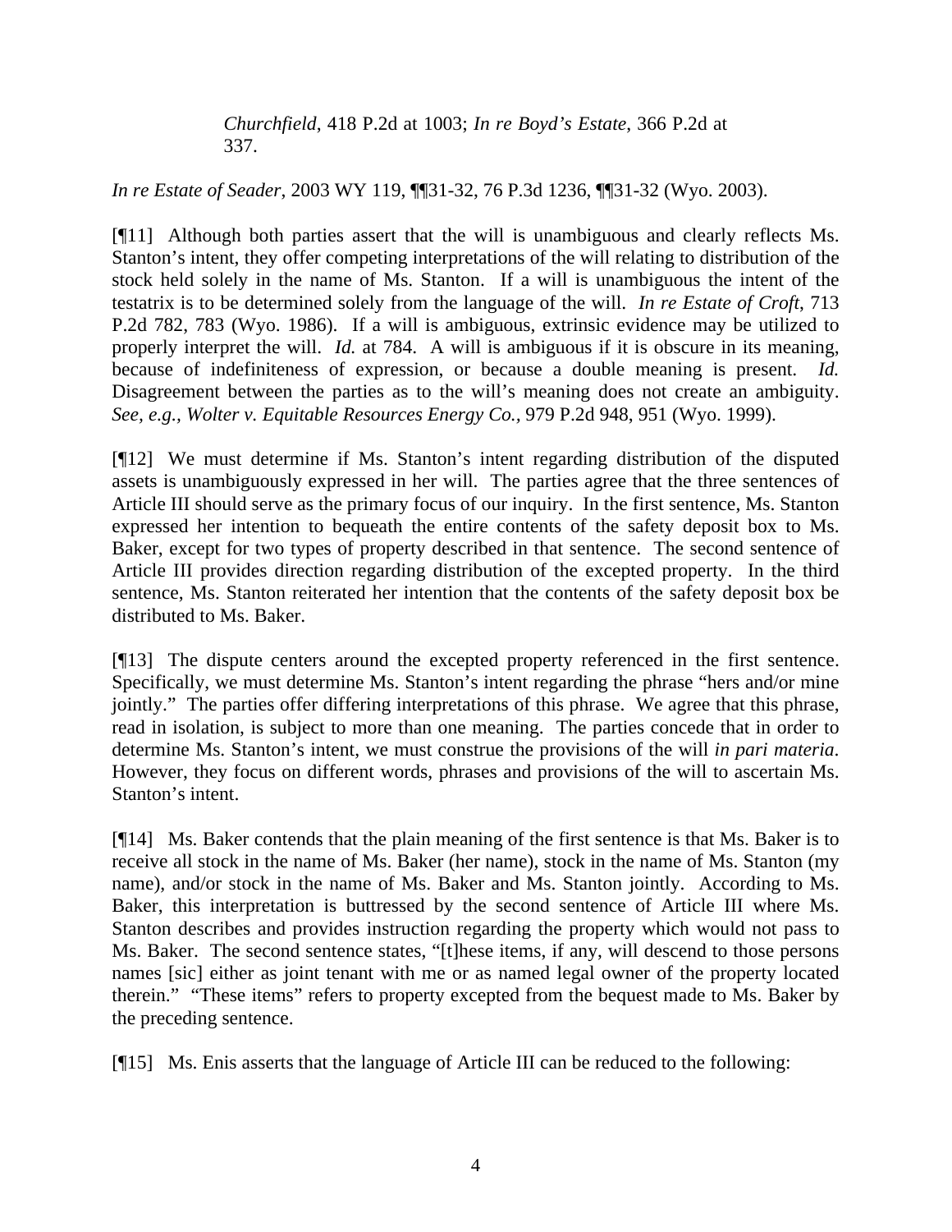> *Churchfield*, 418 P.2d at 1003; *In re Boyd's Estate*, 366 P.2d at 337.

*In re Estate of Seader*, 2003 WY 119, ¶¶31-32, 76 P.3d 1236, ¶¶31-32 (Wyo. 2003).

[¶11] Although both parties assert that the will is unambiguous and clearly reflects Ms. Stanton's intent, they offer competing interpretations of the will relating to distribution of the stock held solely in the name of Ms. Stanton. If a will is unambiguous the intent of the testatrix is to be determined solely from the language of the will. *In re Estate of Croft*, 713 P.2d 782, 783 (Wyo. 1986). If a will is ambiguous, extrinsic evidence may be utilized to properly interpret the will. *Id.* at 784. A will is ambiguous if it is obscure in its meaning, because of indefiniteness of expression, or because a double meaning is present. *Id.* Disagreement between the parties as to the will's meaning does not create an ambiguity. *See, e.g., Wolter v. Equitable Resources Energy Co.*, 979 P.2d 948, 951 (Wyo. 1999).

[¶12] We must determine if Ms. Stanton's intent regarding distribution of the disputed assets is unambiguously expressed in her will. The parties agree that the three sentences of Article III should serve as the primary focus of our inquiry. In the first sentence, Ms. Stanton expressed her intention to bequeath the entire contents of the safety deposit box to Ms. Baker, except for two types of property described in that sentence. The second sentence of Article III provides direction regarding distribution of the excepted property. In the third sentence, Ms. Stanton reiterated her intention that the contents of the safety deposit box be distributed to Ms. Baker.

[¶13] The dispute centers around the excepted property referenced in the first sentence. Specifically, we must determine Ms. Stanton's intent regarding the phrase "hers and/or mine jointly." The parties offer differing interpretations of this phrase. We agree that this phrase, read in isolation, is subject to more than one meaning. The parties concede that in order to determine Ms. Stanton's intent, we must construe the provisions of the will *in pari materia*. However, they focus on different words, phrases and provisions of the will to ascertain Ms. Stanton's intent.

[¶14] Ms. Baker contends that the plain meaning of the first sentence is that Ms. Baker is to receive all stock in the name of Ms. Baker (her name), stock in the name of Ms. Stanton (my name), and/or stock in the name of Ms. Baker and Ms. Stanton jointly. According to Ms. Baker, this interpretation is buttressed by the second sentence of Article III where Ms. Stanton describes and provides instruction regarding the property which would not pass to Ms. Baker. The second sentence states, "[t]hese items, if any, will descend to those persons names [sic] either as joint tenant with me or as named legal owner of the property located therein." "These items" refers to property excepted from the bequest made to Ms. Baker by the preceding sentence.

[¶15] Ms. Enis asserts that the language of Article III can be reduced to the following: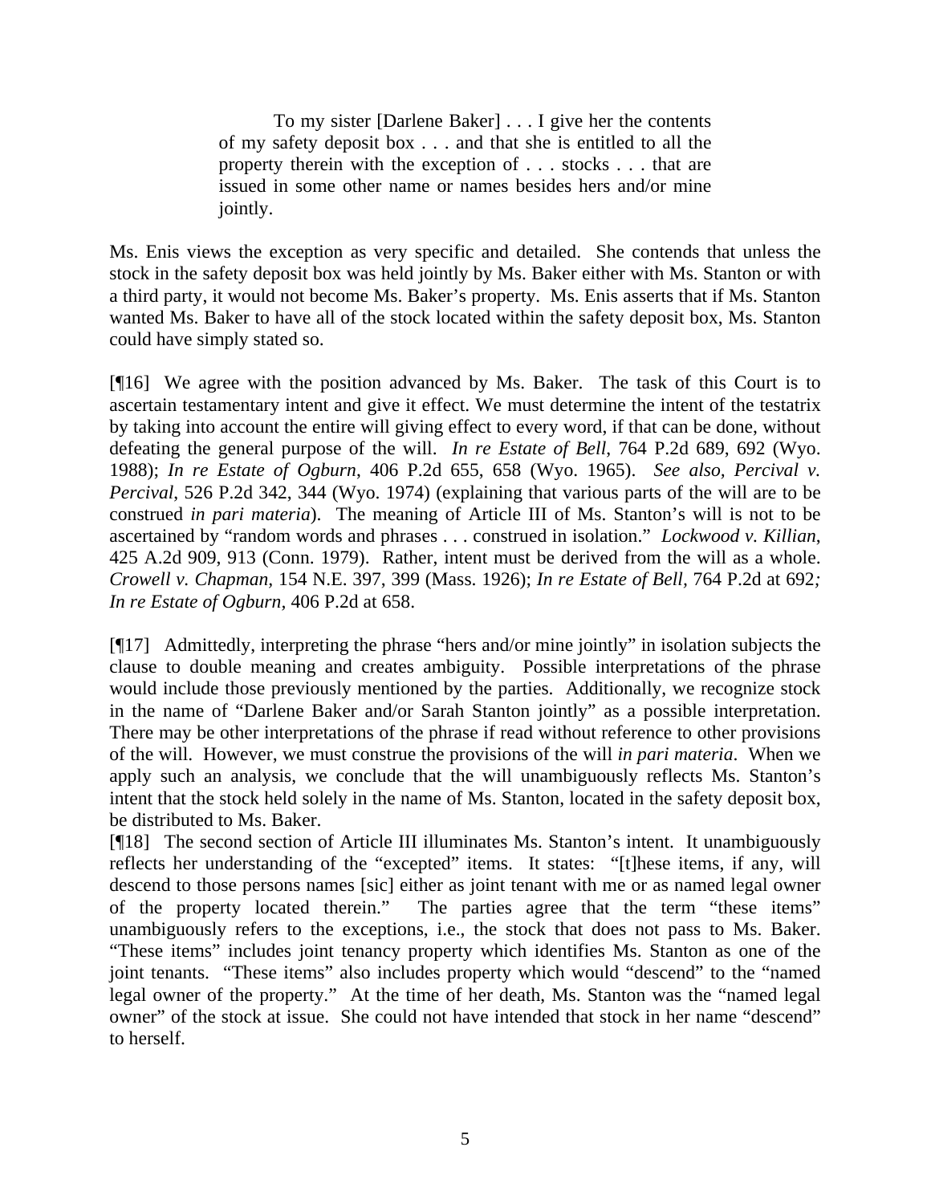> To my sister [Darlene Baker] . . . I give her the contents of my safety deposit box . . . and that she is entitled to all the property therein with the exception of . . . stocks . . . that are issued in some other name or names besides hers and/or mine jointly.

Ms. Enis views the exception as very specific and detailed. She contends that unless the stock in the safety deposit box was held jointly by Ms. Baker either with Ms. Stanton or with a third party, it would not become Ms. Baker's property. Ms. Enis asserts that if Ms. Stanton wanted Ms. Baker to have all of the stock located within the safety deposit box, Ms. Stanton could have simply stated so.

[¶16] We agree with the position advanced by Ms. Baker. The task of this Court is to ascertain testamentary intent and give it effect. We must determine the intent of the testatrix by taking into account the entire will giving effect to every word, if that can be done, without defeating the general purpose of the will. *In re Estate of Bell*, 764 P.2d 689, 692 (Wyo. 1988); *In re Estate of Ogburn*, 406 P.2d 655, 658 (Wyo. 1965). *See also, Percival v. Percival*, 526 P.2d 342, 344 (Wyo. 1974) (explaining that various parts of the will are to be construed *in pari materia*). The meaning of Article III of Ms. Stanton's will is not to be ascertained by "random words and phrases . . . construed in isolation." *Lockwood v. Killian*, 425 A.2d 909, 913 (Conn. 1979). Rather, intent must be derived from the will as a whole. *Crowell v. Chapman*, 154 N.E. 397, 399 (Mass. 1926); *In re Estate of Bell*, 764 P.2d at 692*; In re Estate of Ogburn,* 406 P.2d at 658.

[¶17] Admittedly, interpreting the phrase "hers and/or mine jointly" in isolation subjects the clause to double meaning and creates ambiguity. Possible interpretations of the phrase would include those previously mentioned by the parties. Additionally, we recognize stock in the name of "Darlene Baker and/or Sarah Stanton jointly" as a possible interpretation. There may be other interpretations of the phrase if read without reference to other provisions of the will. However, we must construe the provisions of the will *in pari materia*. When we apply such an analysis, we conclude that the will unambiguously reflects Ms. Stanton's intent that the stock held solely in the name of Ms. Stanton, located in the safety deposit box, be distributed to Ms. Baker.

[¶18] The second section of Article III illuminates Ms. Stanton's intent. It unambiguously reflects her understanding of the "excepted" items. It states: "[t]hese items, if any, will descend to those persons names [sic] either as joint tenant with me or as named legal owner of the property located therein." The parties agree that the term "these items" unambiguously refers to the exceptions, i.e., the stock that does not pass to Ms. Baker. "These items" includes joint tenancy property which identifies Ms. Stanton as one of the joint tenants. "These items" also includes property which would "descend" to the "named legal owner of the property." At the time of her death, Ms. Stanton was the "named legal owner" of the stock at issue. She could not have intended that stock in her name "descend" to herself.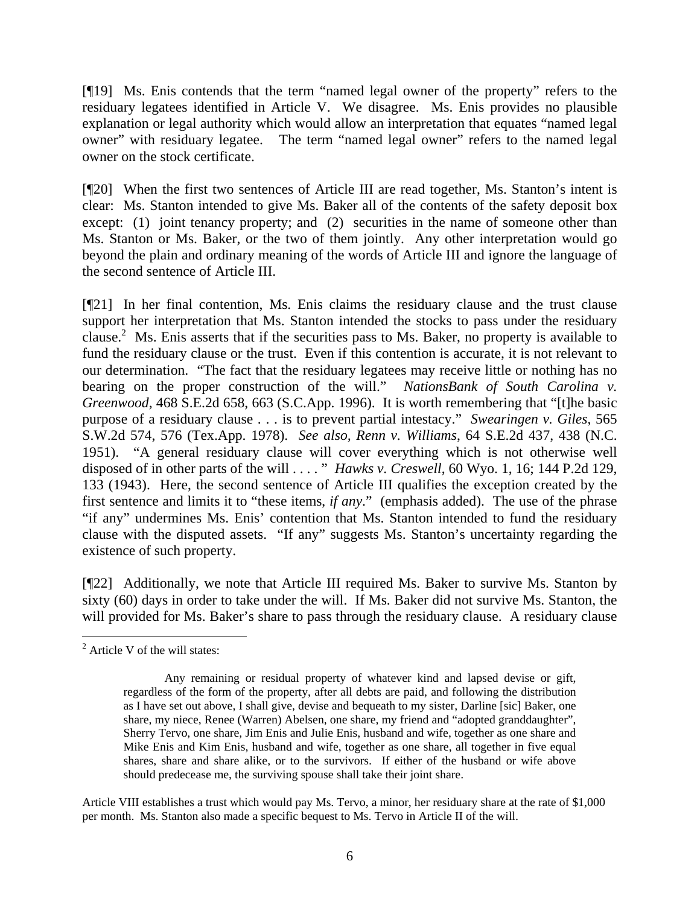[¶19] Ms. Enis contends that the term "named legal owner of the property" refers to the residuary legatees identified in Article V. We disagree. Ms. Enis provides no plausible explanation or legal authority which would allow an interpretation that equates "named legal owner" with residuary legatee. The term "named legal owner" refers to the named legal owner on the stock certificate.

[¶20] When the first two sentences of Article III are read together, Ms. Stanton's intent is clear: Ms. Stanton intended to give Ms. Baker all of the contents of the safety deposit box except: (1) joint tenancy property; and (2) securities in the name of someone other than Ms. Stanton or Ms. Baker, or the two of them jointly. Any other interpretation would go beyond the plain and ordinary meaning of the words of Article III and ignore the language of the second sentence of Article III.

[¶21] In her final contention, Ms. Enis claims the residuary clause and the trust clause support her interpretation that Ms. Stanton intended the stocks to pass under the residuary clause.[2] Ms. Enis asserts that if the securities pass to Ms. Baker, no property is available to fund the residuary clause or the trust. Even if this contention is accurate, it is not relevant to our determination. "The fact that the residuary legatees may receive little or nothing has no bearing on the proper construction of the will." *NationsBank of South Carolina v. Greenwood*, 468 S.E.2d 658, 663 (S.C.App. 1996). It is worth remembering that "[t]he basic purpose of a residuary clause . . . is to prevent partial intestacy." *Swearingen v. Giles*, 565 S.W.2d 574, 576 (Tex.App. 1978). *See also, Renn v. Williams*, 64 S.E.2d 437, 438 (N.C. 1951). "A general residuary clause will cover everything which is not otherwise well disposed of in other parts of the will . . . . " *Hawks v. Creswell*, 60 Wyo. 1, 16; 144 P.2d 129, 133 (1943). Here, the second sentence of Article III qualifies the exception created by the first sentence and limits it to "these items, *if any*." (emphasis added). The use of the phrase "if any" undermines Ms. Enis' contention that Ms. Stanton intended to fund the residuary clause with the disputed assets. "If any" suggests Ms. Stanton's uncertainty regarding the existence of such property.

[¶22] Additionally, we note that Article III required Ms. Baker to survive Ms. Stanton by sixty (60) days in order to take under the will. If Ms. Baker did not survive Ms. Stanton, the will provided for Ms. Baker's share to pass through the residuary clause. A residuary clause

---

[2] Article V of the will states:

> Any remaining or residual property of whatever kind and lapsed devise or gift, regardless of the form of the property, after all debts are paid, and following the distribution as I have set out above, I shall give, devise and bequeath to my sister, Darline [sic] Baker, one share, my niece, Renee (Warren) Abelsen, one share, my friend and "adopted granddaughter", Sherry Tervo, one share, Jim Enis and Julie Enis, husband and wife, together as one share and Mike Enis and Kim Enis, husband and wife, together as one share, all together in five equal shares, share and share alike, or to the survivors. If either of the husband or wife above should predecease me, the surviving spouse shall take their joint share.

Article VIII establishes a trust which would pay Ms. Tervo, a minor, her residuary share at the rate of $1,000 per month. Ms. Stanton also made a specific bequest to Ms. Tervo in Article II of the will.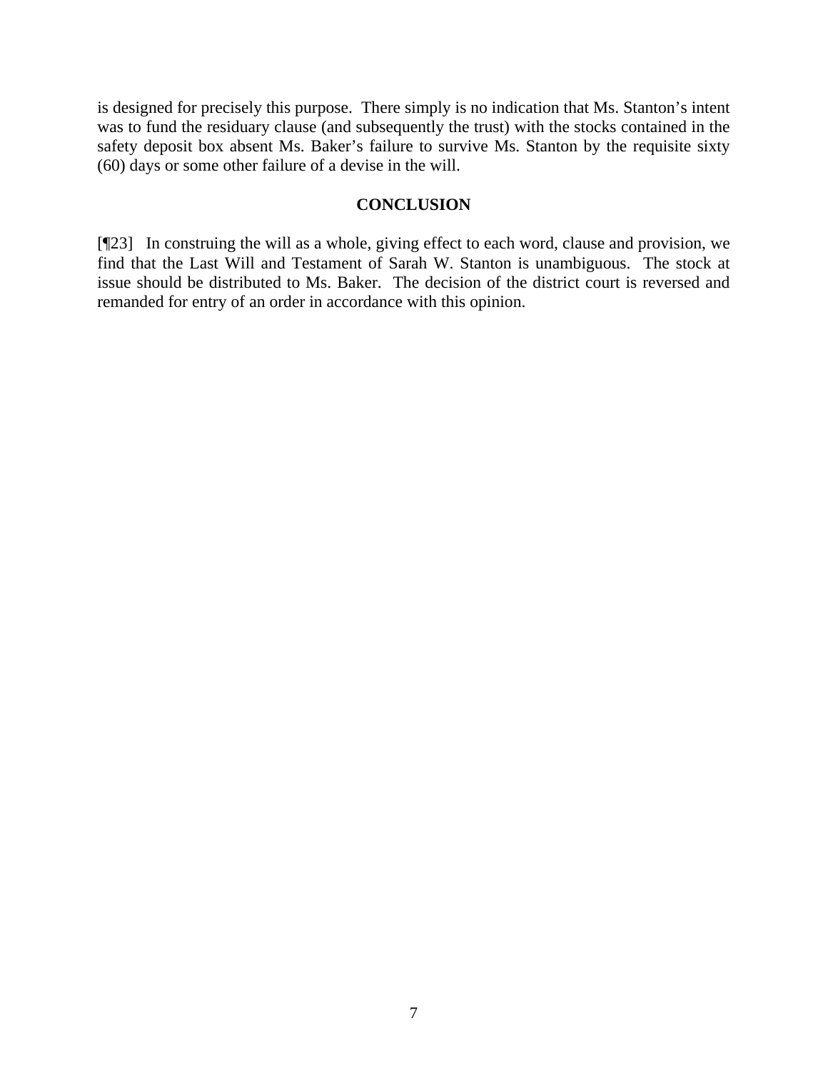is designed for precisely this purpose. There simply is no indication that Ms. Stanton's intent was to fund the residuary clause (and subsequently the trust) with the stocks contained in the safety deposit box absent Ms. Baker's failure to survive Ms. Stanton by the requisite sixty (60) days or some other failure of a devise in the will.

## CONCLUSION

[¶23] In construing the will as a whole, giving effect to each word, clause and provision, we find that the Last Will and Testament of Sarah W. Stanton is unambiguous. The stock at issue should be distributed to Ms. Baker. The decision of the district court is reversed and remanded for entry of an order in accordance with this opinion.